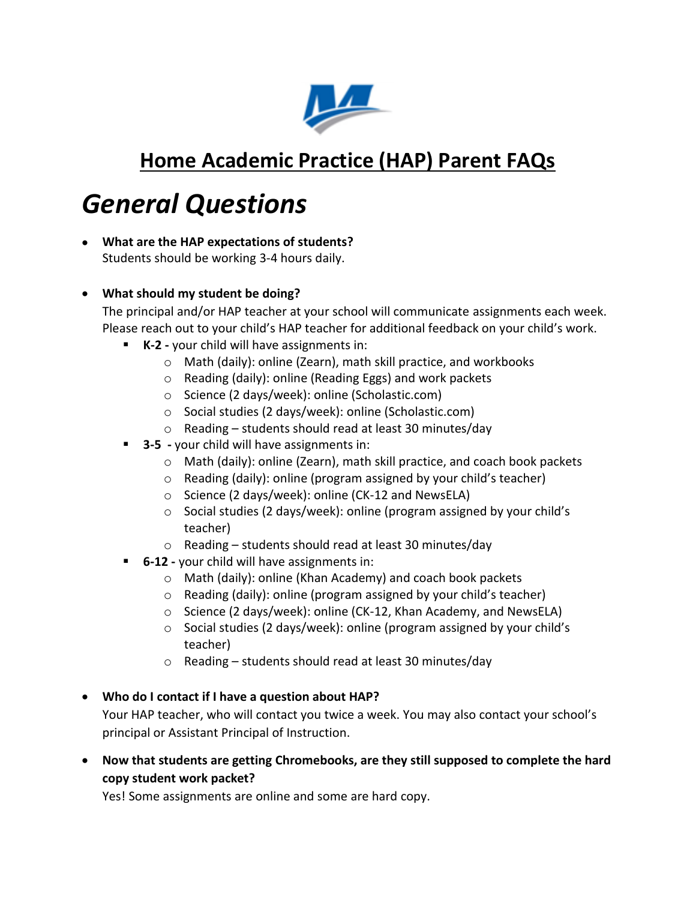# Home Academic Practice (HAP) Parent FAQs

## *General Questions*

- **What are the HAP expectations of students?**
  Students should be working 3-4 hours daily.

- **What should my student be doing?**
  The principal and/or HAP teacher at your school will communicate assignments each week. Please reach out to your child's HAP teacher for additional feedback on your child's work.
  - **K-2 -** your child will have assignments in:
    - Math (daily): online (Zearn), math skill practice, and workbooks
    - Reading (daily): online (Reading Eggs) and work packets
    - Science (2 days/week): online (Scholastic.com)
    - Social studies (2 days/week): online (Scholastic.com)
    - Reading – students should read at least 30 minutes/day
  - **3-5 -** your child will have assignments in:
    - Math (daily): online (Zearn), math skill practice, and coach book packets
    - Reading (daily): online (program assigned by your child's teacher)
    - Science (2 days/week): online (CK-12 and NewsELA)
    - Social studies (2 days/week): online (program assigned by your child's teacher)
    - Reading – students should read at least 30 minutes/day
  - **6-12 -** your child will have assignments in:
    - Math (daily): online (Khan Academy) and coach book packets
    - Reading (daily): online (program assigned by your child's teacher)
    - Science (2 days/week): online (CK-12, Khan Academy, and NewsELA)
    - Social studies (2 days/week): online (program assigned by your child's teacher)
    - Reading – students should read at least 30 minutes/day

- **Who do I contact if I have a question about HAP?**
  Your HAP teacher, who will contact you twice a week. You may also contact your school's principal or Assistant Principal of Instruction.

- **Now that students are getting Chromebooks, are they still supposed to complete the hard copy student work packet?**
  Yes! Some assignments are online and some are hard copy.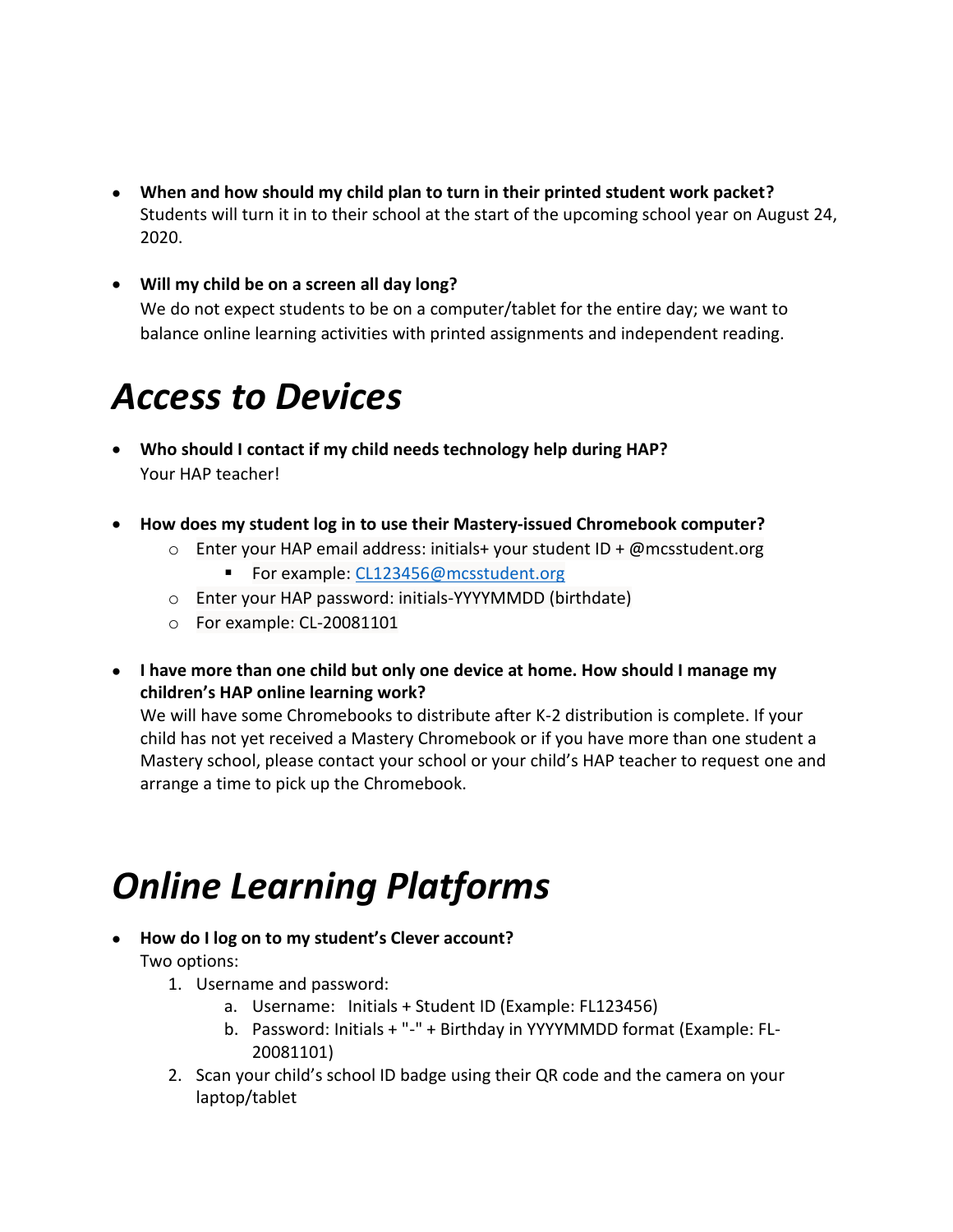- **When and how should my child plan to turn in their printed student work packet?**
  Students will turn it in to their school at the start of the upcoming school year on August 24, 2020.

- **Will my child be on a screen all day long?**
  We do not expect students to be on a computer/tablet for the entire day; we want to balance online learning activities with printed assignments and independent reading.

# *Access to Devices*

- **Who should I contact if my child needs technology help during HAP?**
  Your HAP teacher!

- **How does my student log in to use their Mastery-issued Chromebook computer?**
  - Enter your HAP email address: initials+ your student ID + @mcsstudent.org
    - For example: [CL123456@mcsstudent.org](mailto:CL123456@mcsstudent.org)
  - Enter your HAP password: initials-YYYYMMDD (birthdate)
  - For example: CL-20081101

- **I have more than one child but only one device at home. How should I manage my children's HAP online learning work?**
  We will have some Chromebooks to distribute after K-2 distribution is complete. If your child has not yet received a Mastery Chromebook or if you have more than one student a Mastery school, please contact your school or your child's HAP teacher to request one and arrange a time to pick up the Chromebook.

# *Online Learning Platforms*

- **How do I log on to my student's Clever account?**
  Two options:
  1. Username and password:
     a. Username: Initials + Student ID (Example: FL123456)
     b. Password: Initials + "-" + Birthday in YYYYMMDD format (Example: FL-20081101)
  2. Scan your child's school ID badge using their QR code and the camera on your laptop/tablet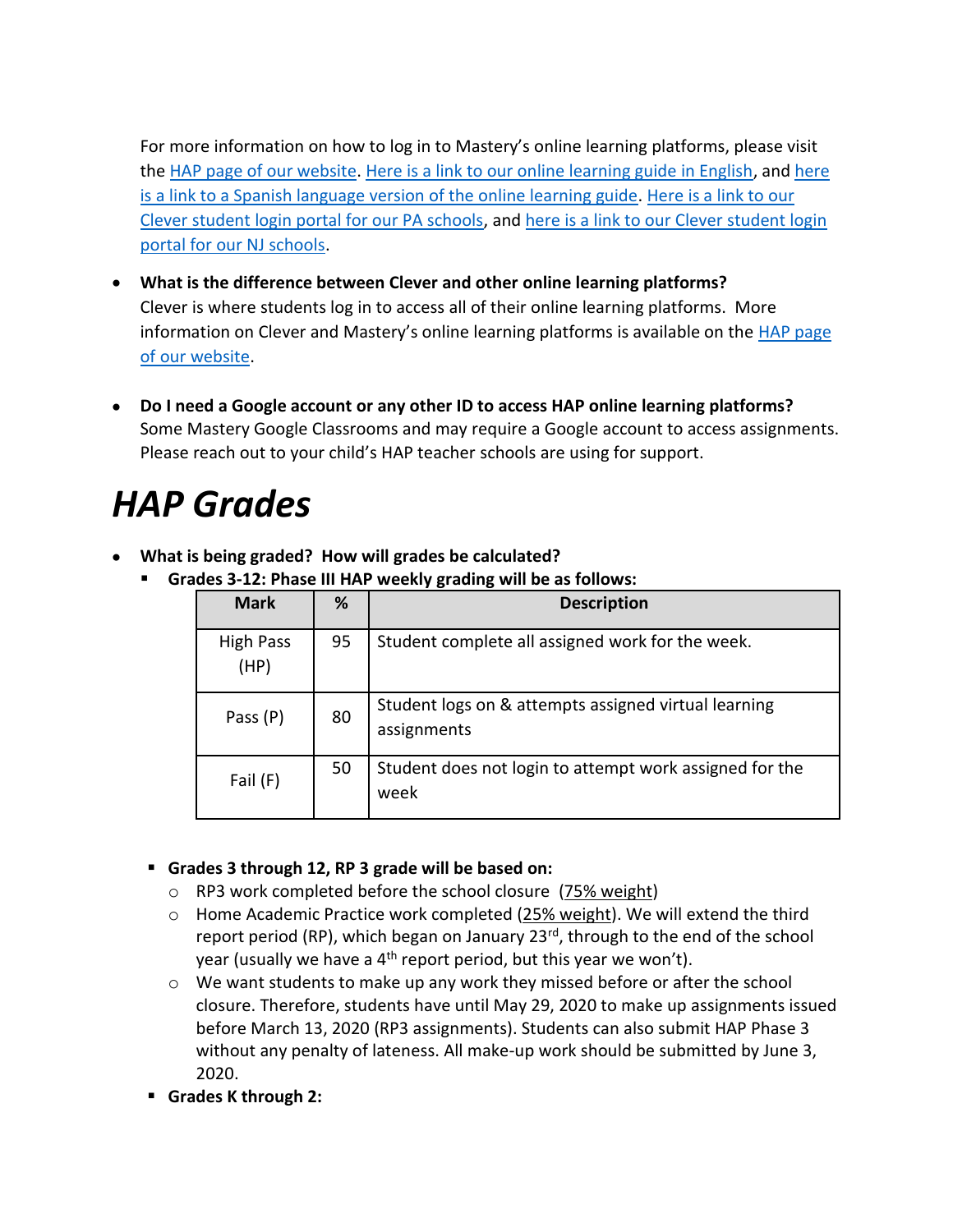For more information on how to log in to Mastery's online learning platforms, please visit the HAP page of our website. Here is a link to our online learning guide in English, and here is a link to a Spanish language version of the online learning guide. Here is a link to our Clever student login portal for our PA schools, and here is a link to our Clever student login portal for our NJ schools.

- **What is the difference between Clever and other online learning platforms?**
  Clever is where students log in to access all of their online learning platforms. More information on Clever and Mastery's online learning platforms is available on the HAP page of our website.

- **Do I need a Google account or any other ID to access HAP online learning platforms?**
  Some Mastery Google Classrooms and may require a Google account to access assignments. Please reach out to your child's HAP teacher schools are using for support.

# *HAP Grades*

- **What is being graded? How will grades be calculated?**
  - **Grades 3-12: Phase III HAP weekly grading will be as follows:**

| Mark | % | Description |
|---|---|---|
| High Pass (HP) | 95 | Student complete all assigned work for the week. |
| Pass (P) | 80 | Student logs on & attempts assigned virtual learning assignments |
| Fail (F) | 50 | Student does not login to attempt work assigned for the week |

  - **Grades 3 through 12, RP 3 grade will be based on:**
    - RP3 work completed before the school closure (75% weight)
    - Home Academic Practice work completed (25% weight). We will extend the third report period (RP), which began on January 23rd, through to the end of the school year (usually we have a 4th report period, but this year we won't).
    - We want students to make up any work they missed before or after the school closure. Therefore, students have until May 29, 2020 to make up assignments issued before March 13, 2020 (RP3 assignments). Students can also submit HAP Phase 3 without any penalty of lateness. All make-up work should be submitted by June 3, 2020.
  - **Grades K through 2:**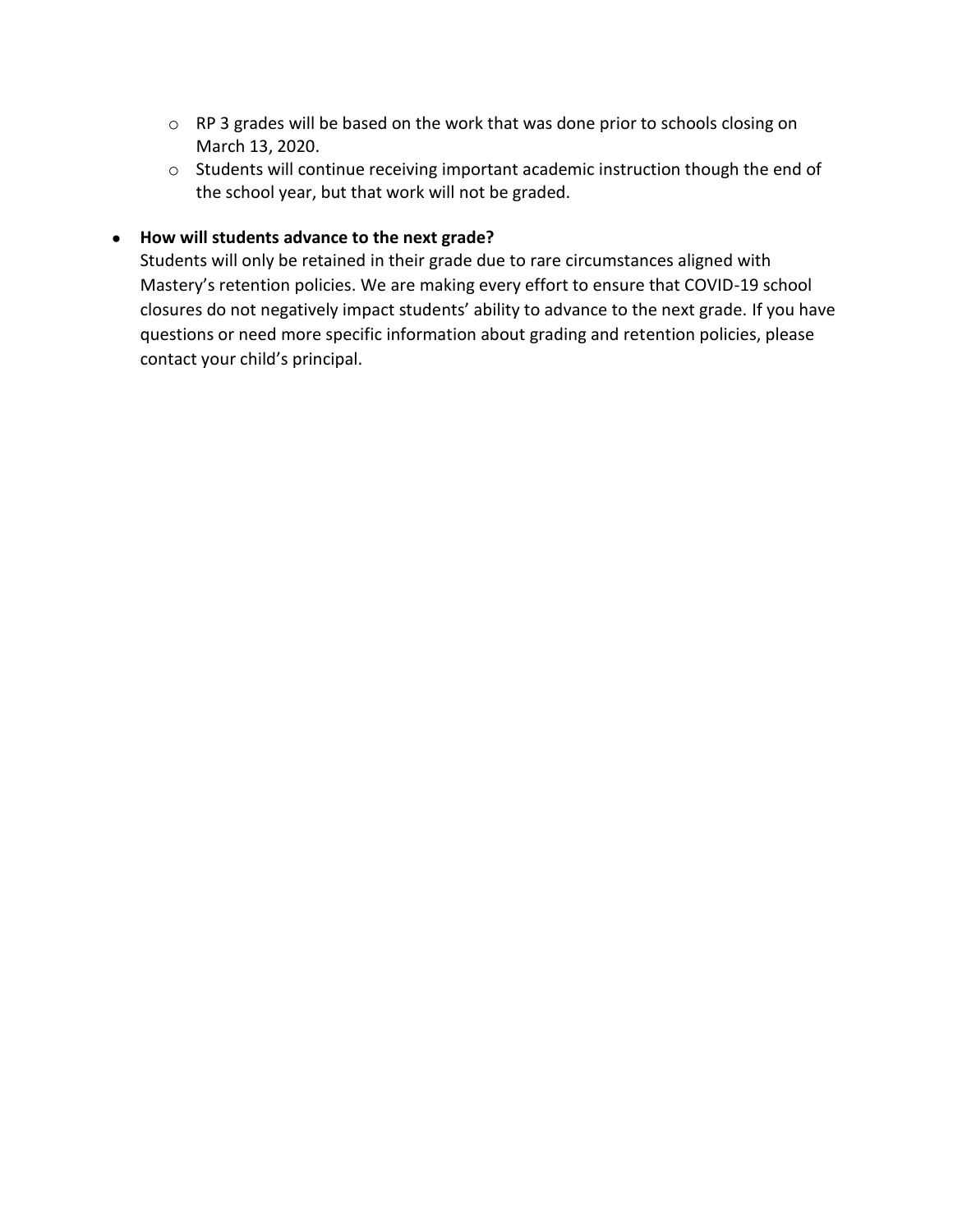- RP 3 grades will be based on the work that was done prior to schools closing on March 13, 2020.
    - Students will continue receiving important academic instruction though the end of the school year, but that work will not be graded.

- **How will students advance to the next grade?**
  Students will only be retained in their grade due to rare circumstances aligned with Mastery's retention policies. We are making every effort to ensure that COVID-19 school closures do not negatively impact students' ability to advance to the next grade. If you have questions or need more specific information about grading and retention policies, please contact your child's principal.